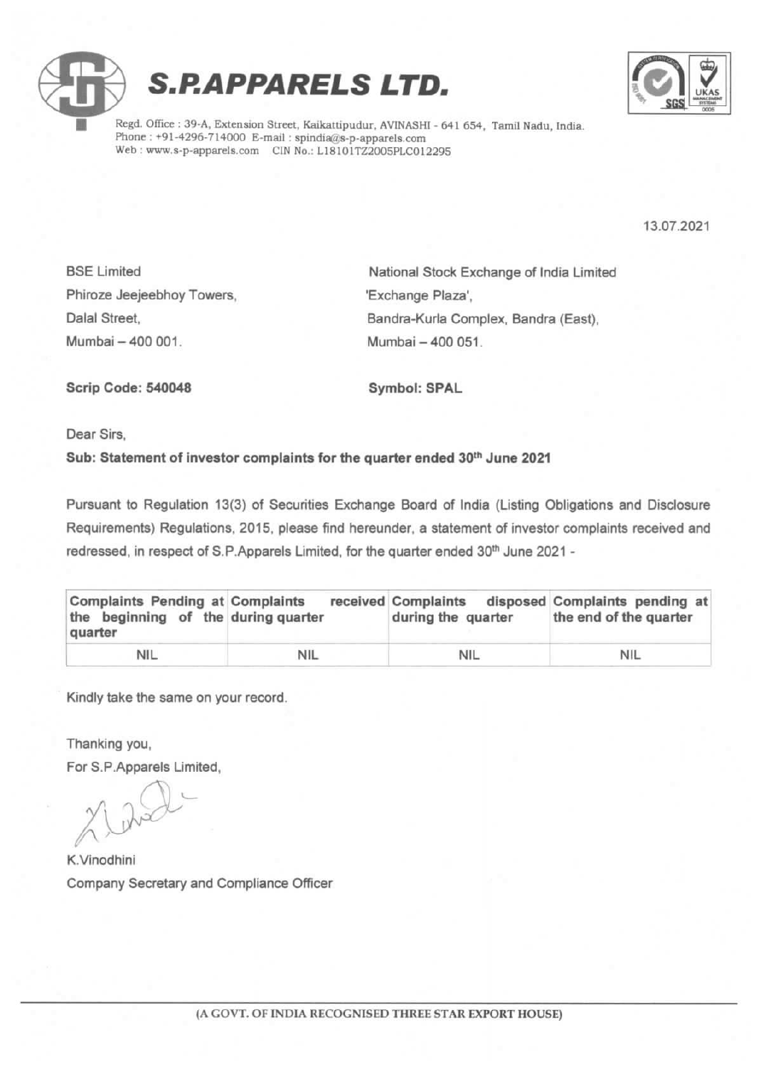# S.P.APPARELS LTD.

Regd. Office : 39-A, Extension Street, Kaikattipudur, AVINASHI - 641 654, Tamil Nadu, India.
Phone : +91-4296-714000 E-mail : spindia@s-p-apparels.com
Web : www.s-p-apparels.com CIN No.: L18101TZ2005PLC012295

13.07.2021

BSE Limited
Phiroze Jeejeebhoy Towers,
Dalal Street,
Mumbai – 400 001.

National Stock Exchange of India Limited
'Exchange Plaza',
Bandra-Kurla Complex, Bandra (East),
Mumbai – 400 051.

**Scrip Code: 540048**

**Symbol: SPAL**

Dear Sirs,

**Sub: Statement of investor complaints for the quarter ended 30th June 2021**

Pursuant to Regulation 13(3) of Securities Exchange Board of India (Listing Obligations and Disclosure Requirements) Regulations, 2015, please find hereunder, a statement of investor complaints received and redressed, in respect of S.P.Apparels Limited, for the quarter ended 30th June 2021 -

| Complaints Pending at the beginning of the quarter | Complaints received during quarter | Complaints disposed during the quarter | Complaints pending at the end of the quarter |
|---|---|---|---|
| NIL | NIL | NIL | NIL |

Kindly take the same on your record.

Thanking you,
For S.P.Apparels Limited,

K.Vinodhini
Company Secretary and Compliance Officer

(A GOVT. OF INDIA RECOGNISED THREE STAR EXPORT HOUSE)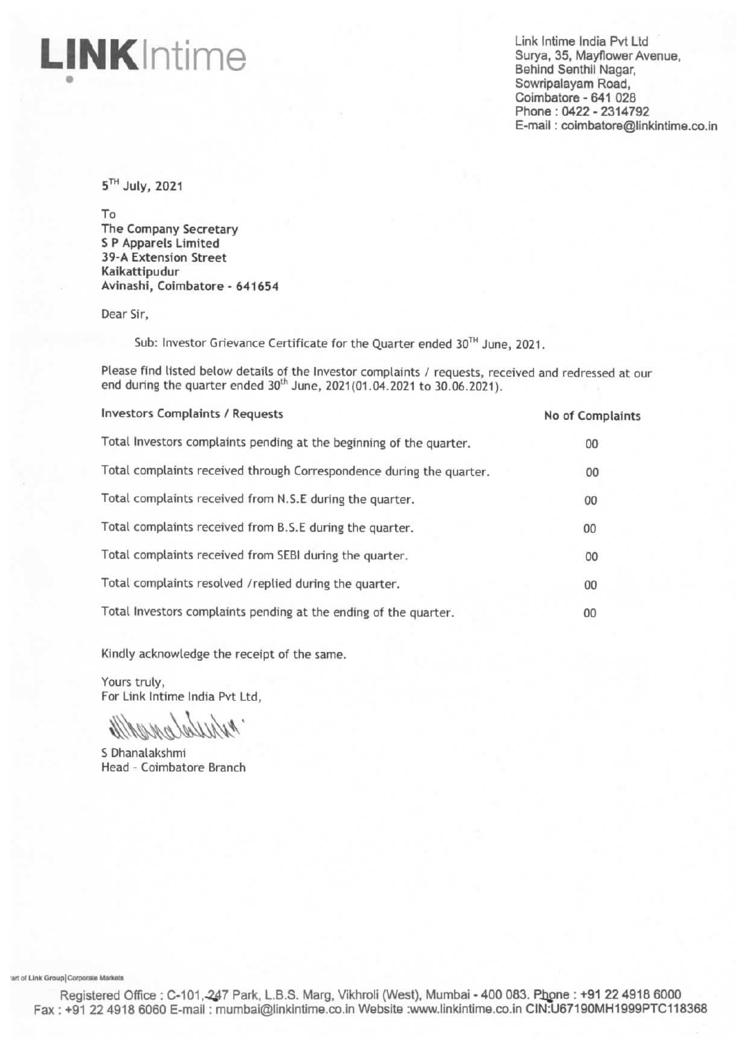**LINK**Intime

Link Intime India Pvt Ltd
Surya, 35, Mayflower Avenue,
Behind Senthil Nagar,
Sowripalayam Road,
Coimbatore - 641 028
Phone : 0422 - 2314792
E-mail : coimbatore@linkintime.co.in

5[TH] July, 2021

To
The Company Secretary
S P Apparels Limited
39-A Extension Street
Kaikattipudur
Avinashi, Coimbatore - 641654

Dear Sir,

Sub: Investor Grievance Certificate for the Quarter ended 30[TH] June, 2021.

Please find listed below details of the Investor complaints / requests, received and redressed at our end during the quarter ended 30[th] June, 2021(01.04.2021 to 30.06.2021).

| Investors Complaints / Requests | No of Complaints |
|---|---|
| Total Investors complaints pending at the beginning of the quarter. | 00 |
| Total complaints received through Correspondence during the quarter. | 00 |
| Total complaints received from N.S.E during the quarter. | 00 |
| Total complaints received from B.S.E during the quarter. | 00 |
| Total complaints received from SEBI during the quarter. | 00 |
| Total complaints resolved /replied during the quarter. | 00 |
| Total Investors complaints pending at the ending of the quarter. | 00 |

Kindly acknowledge the receipt of the same.

Yours truly,
For Link Intime India Pvt Ltd,

S Dhanalakshmi
Head - Coimbatore Branch

Part of Link Group | Corporate Markets

Registered Office : C-101, 247 Park, L.B.S. Marg, Vikhroli (West), Mumbai - 400 083. Phone : +91 22 4918 6000 Fax : +91 22 4918 6060 E-mail : mumbai@linkintime.co.in Website :www.linkintime.co.in CIN:U67190MH1999PTC118368